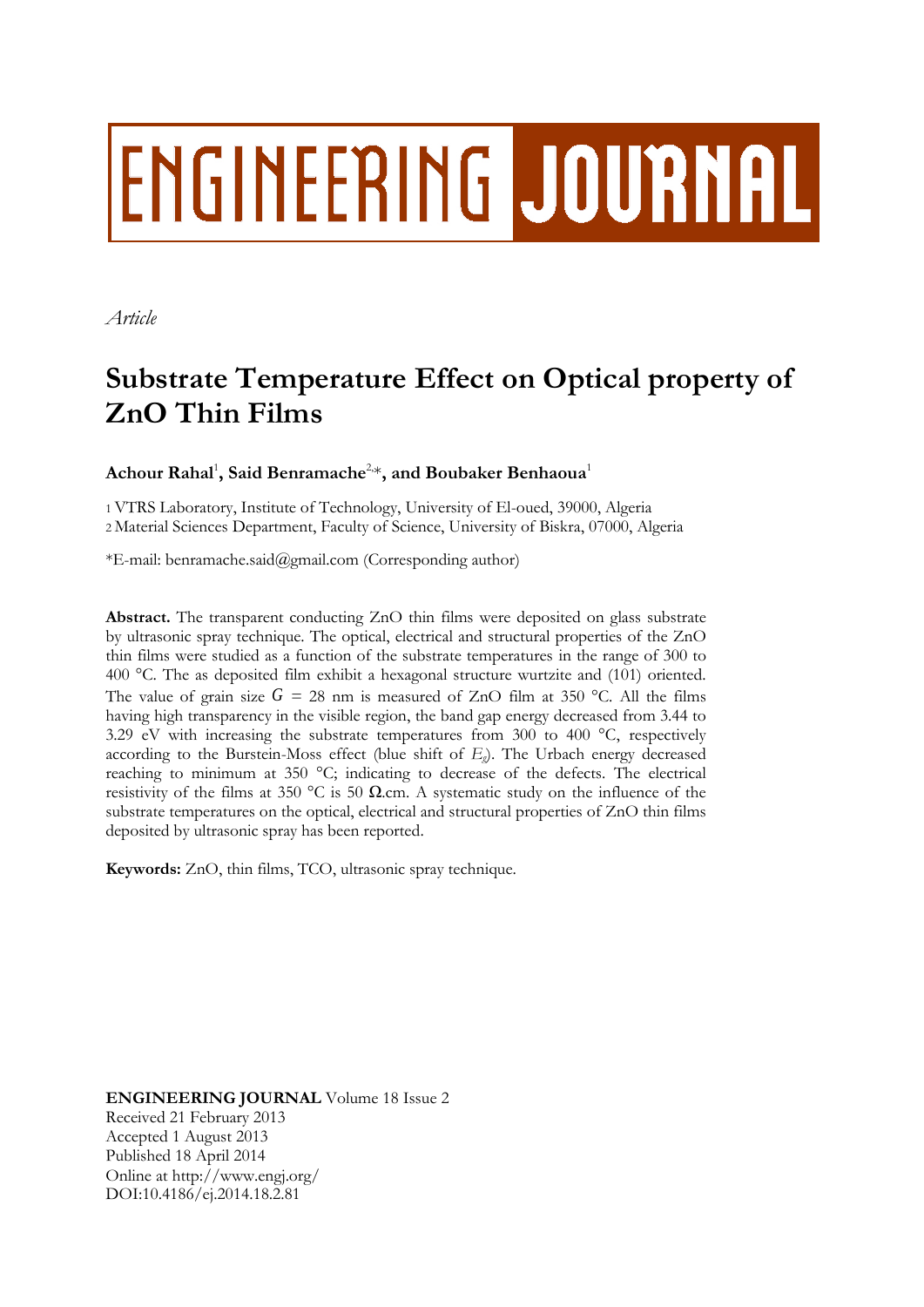# ENGINEERING JOURNAL

*Article*

# Substrate Temperature Effect on Optical property of ZnO Thin Films

**Achour Rahal**[1], **Said Benramache**[2,*], **and Boubaker Benhaoua**[1]

1 VTRS Laboratory, Institute of Technology, University of El-oued, 39000, Algeria
2 Material Sciences Department, Faculty of Science, University of Biskra, 07000, Algeria

*E-mail: benramache.said@gmail.com (Corresponding author)

**Abstract.** The transparent conducting ZnO thin films were deposited on glass substrate by ultrasonic spray technique. The optical, electrical and structural properties of the ZnO thin films were studied as a function of the substrate temperatures in the range of 300 to 400 °C. The as deposited film exhibit a hexagonal structure wurtzite and (101) oriented. The value of grain size $G$ = 28 nm is measured of ZnO film at 350 °C. All the films having high transparency in the visible region, the band gap energy decreased from 3.44 to 3.29 eV with increasing the substrate temperatures from 300 to 400 °C, respectively according to the Burstein-Moss effect (blue shift of $E_g$). The Urbach energy decreased reaching to minimum at 350 °C; indicating to decrease of the defects. The electrical resistivity of the films at 350 °C is 50 Ω.cm. A systematic study on the influence of the substrate temperatures on the optical, electrical and structural properties of ZnO thin films deposited by ultrasonic spray has been reported.

**Keywords:** ZnO, thin films, TCO, ultrasonic spray technique.

**ENGINEERING JOURNAL** Volume 18 Issue 2
Received 21 February 2013
Accepted 1 August 2013
Published 18 April 2014
Online at http://www.engj.org/
DOI:10.4186/ej.2014.18.2.81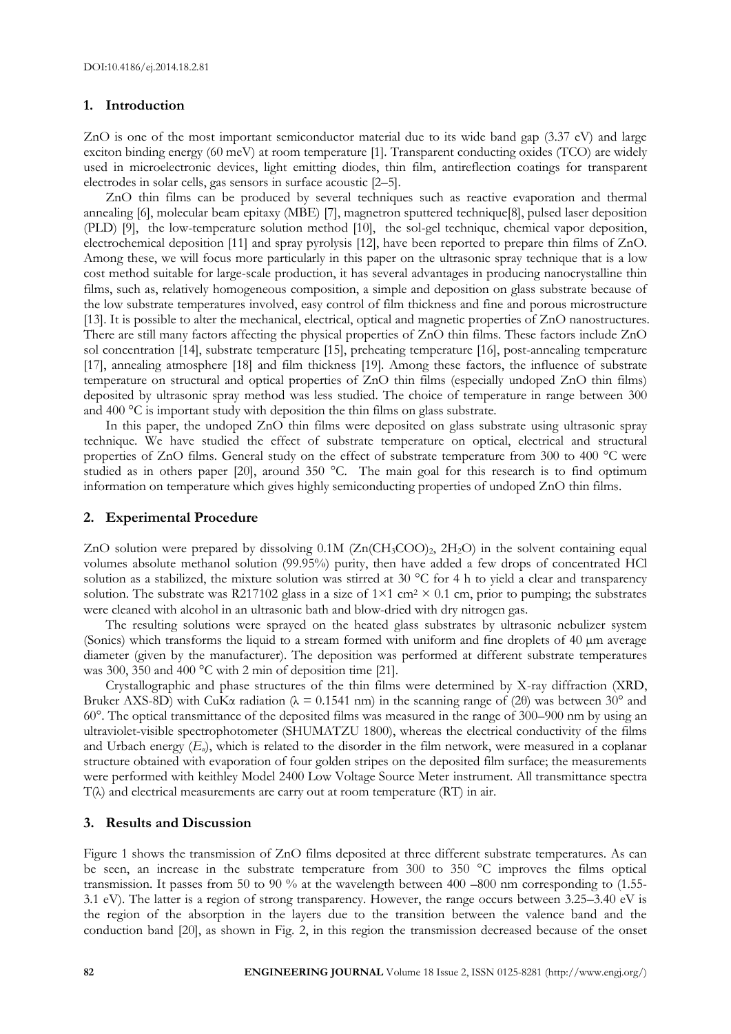## 1. Introduction

ZnO is one of the most important semiconductor material due to its wide band gap (3.37 eV) and large exciton binding energy (60 meV) at room temperature [1]. Transparent conducting oxides (TCO) are widely used in microelectronic devices, light emitting diodes, thin film, antireflection coatings for transparent electrodes in solar cells, gas sensors in surface acoustic [2–5].

ZnO thin films can be produced by several techniques such as reactive evaporation and thermal annealing [6], molecular beam epitaxy (MBE) [7], magnetron sputtered technique[8], pulsed laser deposition (PLD) [9], the low-temperature solution method [10], the sol-gel technique, chemical vapor deposition, electrochemical deposition [11] and spray pyrolysis [12], have been reported to prepare thin films of ZnO. Among these, we will focus more particularly in this paper on the ultrasonic spray technique that is a low cost method suitable for large-scale production, it has several advantages in producing nanocrystalline thin films, such as, relatively homogeneous composition, a simple and deposition on glass substrate because of the low substrate temperatures involved, easy control of film thickness and fine and porous microstructure [13]. It is possible to alter the mechanical, electrical, optical and magnetic properties of ZnO nanostructures. There are still many factors affecting the physical properties of ZnO thin films. These factors include ZnO sol concentration [14], substrate temperature [15], preheating temperature [16], post-annealing temperature [17], annealing atmosphere [18] and film thickness [19]. Among these factors, the influence of substrate temperature on structural and optical properties of ZnO thin films (especially undoped ZnO thin films) deposited by ultrasonic spray method was less studied. The choice of temperature in range between 300 and 400 °C is important study with deposition the thin films on glass substrate.

In this paper, the undoped ZnO thin films were deposited on glass substrate using ultrasonic spray technique. We have studied the effect of substrate temperature on optical, electrical and structural properties of ZnO films. General study on the effect of substrate temperature from 300 to 400 °C were studied as in others paper [20], around 350 °C. The main goal for this research is to find optimum information on temperature which gives highly semiconducting properties of undoped ZnO thin films.

## 2. Experimental Procedure

ZnO solution were prepared by dissolving 0.1M ($Zn(CH_3COO)_2$, $2H_2O$) in the solvent containing equal volumes absolute methanol solution (99.95%) purity, then have added a few drops of concentrated HCl solution as a stabilized, the mixture solution was stirred at 30 °C for 4 h to yield a clear and transparency solution. The substrate was R217102 glass in a size of 1×1 cm$^2$ × 0.1 cm, prior to pumping; the substrates were cleaned with alcohol in an ultrasonic bath and blow-dried with dry nitrogen gas.

The resulting solutions were sprayed on the heated glass substrates by ultrasonic nebulizer system (Sonics) which transforms the liquid to a stream formed with uniform and fine droplets of 40 μm average diameter (given by the manufacturer). The deposition was performed at different substrate temperatures was 300, 350 and 400 °C with 2 min of deposition time [21].

Crystallographic and phase structures of the thin films were determined by X-ray diffraction (XRD, Bruker AXS-8D) with CuKα radiation (λ = 0.1541 nm) in the scanning range of (2θ) was between 30° and 60°. The optical transmittance of the deposited films was measured in the range of 300–900 nm by using an ultraviolet-visible spectrophotometer (SHUMATZU 1800), whereas the electrical conductivity of the films and Urbach energy ($E_u$), which is related to the disorder in the film network, were measured in a coplanar structure obtained with evaporation of four golden stripes on the deposited film surface; the measurements were performed with keithley Model 2400 Low Voltage Source Meter instrument. All transmittance spectra T(λ) and electrical measurements are carry out at room temperature (RT) in air.

## 3. Results and Discussion

Figure 1 shows the transmission of ZnO films deposited at three different substrate temperatures. As can be seen, an increase in the substrate temperature from 300 to 350 °C improves the films optical transmission. It passes from 50 to 90 % at the wavelength between 400 –800 nm corresponding to (1.55-3.1 eV). The latter is a region of strong transparency. However, the range occurs between 3.25–3.40 eV is the region of the absorption in the layers due to the transition between the valence band and the conduction band [20], as shown in Fig. 2, in this region the transmission decreased because of the onset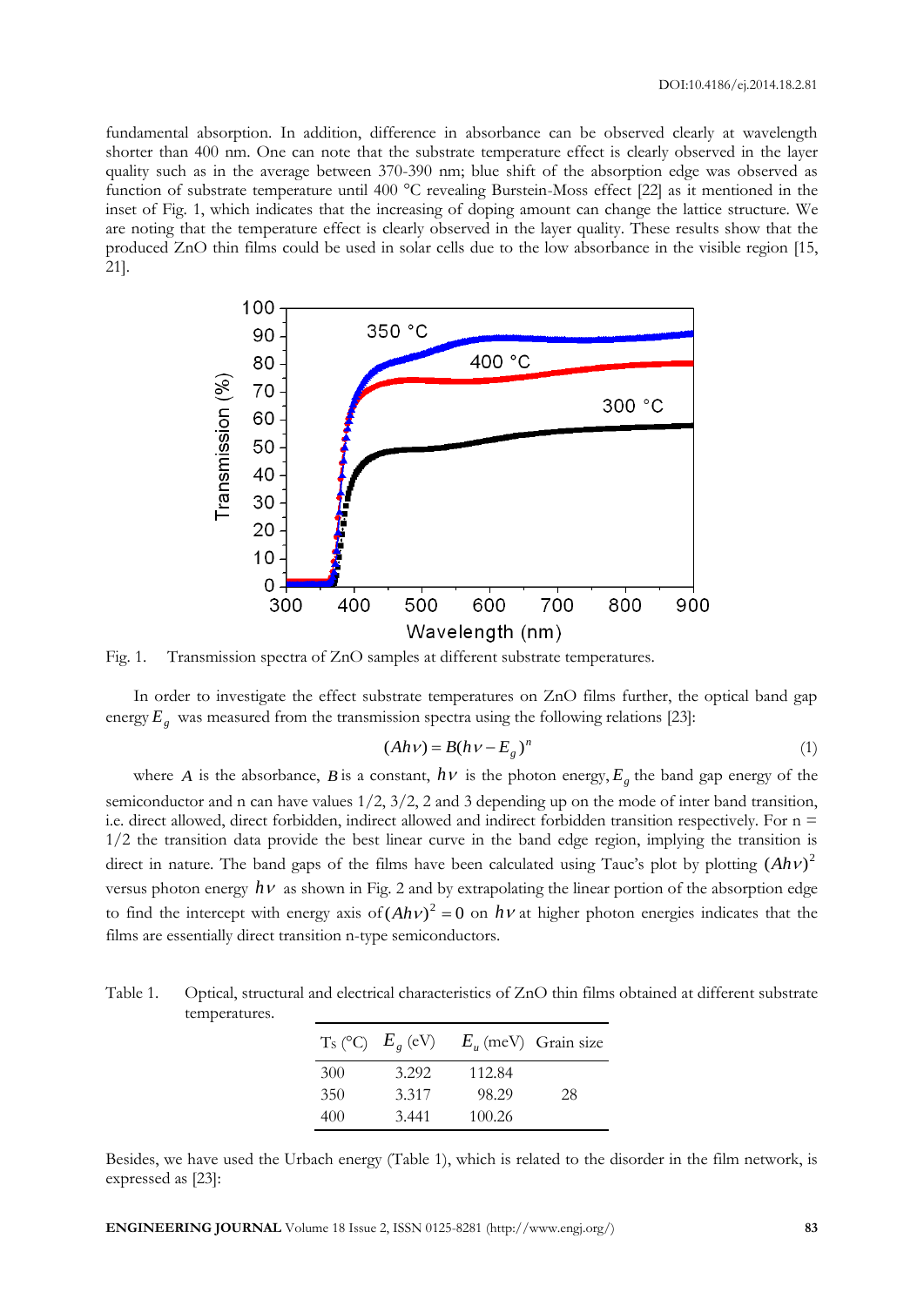fundamental absorption. In addition, difference in absorbance can be observed clearly at wavelength shorter than 400 nm. One can note that the substrate temperature effect is clearly observed in the layer quality such as in the average between 370-390 nm; blue shift of the absorption edge was observed as function of substrate temperature until 400 °C revealing Burstein-Moss effect [22] as it mentioned in the inset of Fig. 1, which indicates that the increasing of doping amount can change the lattice structure. We are noting that the temperature effect is clearly observed in the layer quality. These results show that the produced ZnO thin films could be used in solar cells due to the low absorbance in the visible region [15, 21].

Transmission (%)

Wavelength (nm)

350 °C

400 °C

300 °C

Fig. 1. Transmission spectra of ZnO samples at different substrate temperatures.

In order to investigate the effect substrate temperatures on ZnO films further, the optical band gap energy $E_g$ was measured from the transmission spectra using the following relations [23]:

$$(Ah\nu) = B(h\nu - E_g)^n \tag{1}$$

where $A$ is the absorbance, $B$ is a constant, $h\nu$ is the photon energy, $E_g$ the band gap energy of the semiconductor and n can have values 1/2, 3/2, 2 and 3 depending up on the mode of inter band transition, i.e. direct allowed, direct forbidden, indirect allowed and indirect forbidden transition respectively. For n = 1/2 the transition data provide the best linear curve in the band edge region, implying the transition is direct in nature. The band gaps of the films have been calculated using Tauc's plot by plotting $(Ah\nu)^2$ versus photon energy $h\nu$ as shown in Fig. 2 and by extrapolating the linear portion of the absorption edge to find the intercept with energy axis of $(Ah\nu)^2 = 0$ on $h\nu$ at higher photon energies indicates that the films are essentially direct transition n-type semiconductors.

Table 1. Optical, structural and electrical characteristics of ZnO thin films obtained at different substrate temperatures.

| Ts (°C) | $E_g$ (eV) | $E_u$ (meV) | Grain size |
|---|---|---|---|
| 300 | 3.292 | 112.84 | |
| 350 | 3.317 | 98.29 | 28 |
| 400 | 3.441 | 100.26 | |

Besides, we have used the Urbach energy (Table 1), which is related to the disorder in the film network, is expressed as [23]: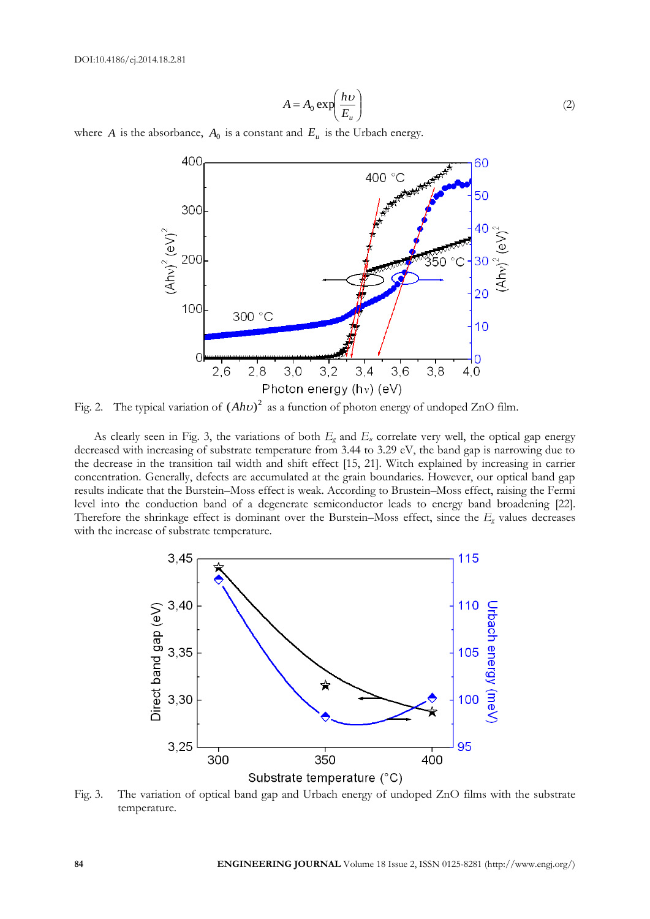$$A = A_0 \exp\left(\frac{h\upsilon}{E_u}\right) \tag{2}$$

where $A$ is the absorbance, $A_0$ is a constant and $E_u$ is the Urbach energy.

400 °C
350 °C
300 °C
$(Ah\nu)^2$ (eV)$^2$
0
100
200
300
400
$(Ah\nu)^2$ (eV)$^2$
0
10
20
30
40
50
60
2,6
2,8
3,0
3,2
3,4
3,6
3,8
4,0
Photon energy ($h\nu$) (eV)

Fig. 2. The typical variation of $(Ah\upsilon)^2$ as a function of photon energy of undoped ZnO film.

As clearly seen in Fig. 3, the variations of both $E_g$ and $E_u$ correlate very well, the optical gap energy decreased with increasing of substrate temperature from 3.44 to 3.29 eV, the band gap is narrowing due to the decrease in the transition tail width and shift effect [15, 21]. Witch explained by increasing in carrier concentration. Generally, defects are accumulated at the grain boundaries. However, our optical band gap results indicate that the Burstein–Moss effect is weak. According to Brustein–Moss effect, raising the Fermi level into the conduction band of a degenerate semiconductor leads to energy band broadening [22]. Therefore the shrinkage effect is dominant over the Burstein–Moss effect, since the $E_g$ values decreases with the increase of substrate temperature.

Direct band gap (eV)
3,25
3,30
3,35
3,40
3,45
Urbach energy (meV)
95
100
105
110
115
300
350
400
Substrate temperature (°C)

Fig. 3. The variation of optical band gap and Urbach energy of undoped ZnO films with the substrate temperature.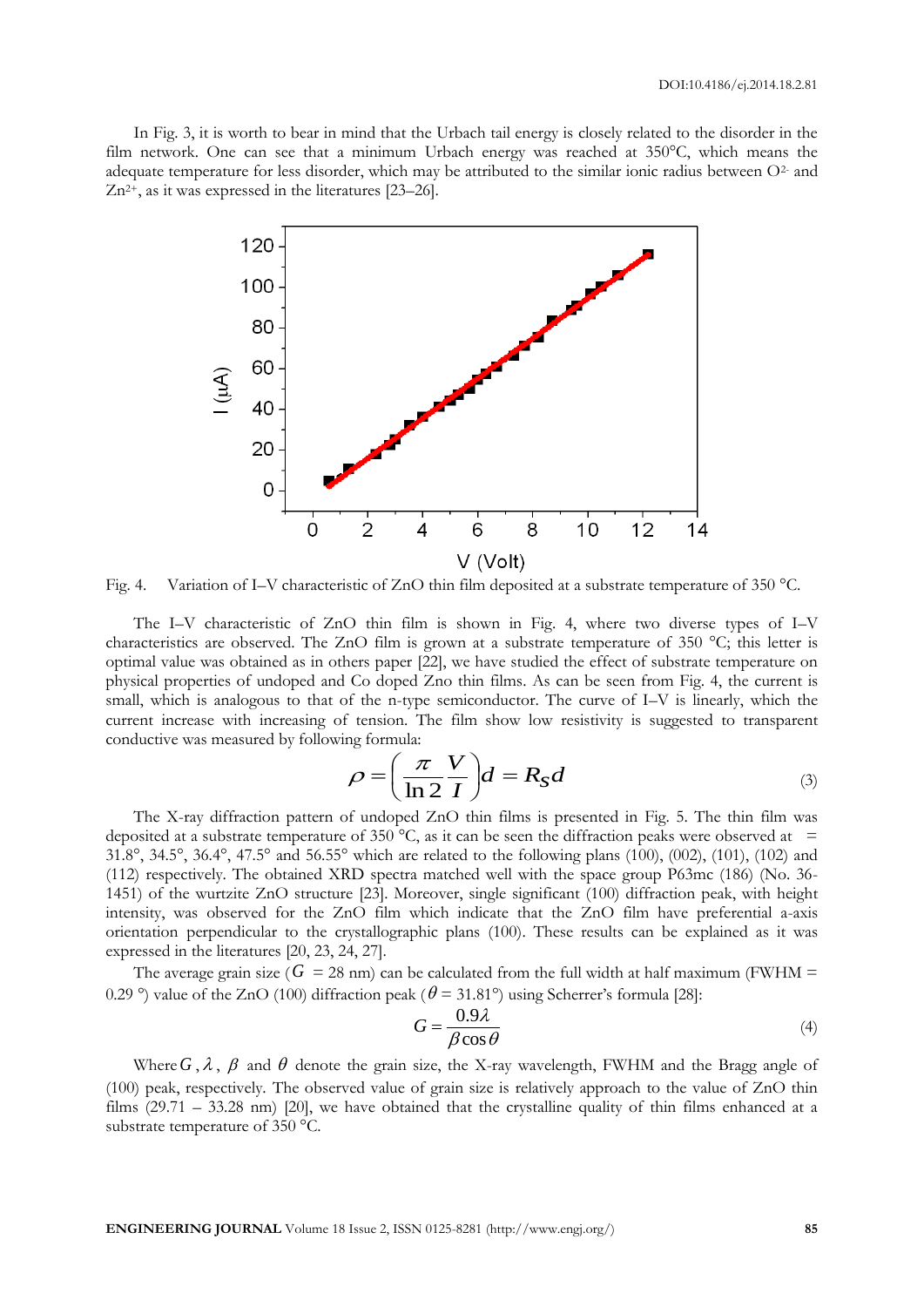In Fig. 3, it is worth to bear in mind that the Urbach tail energy is closely related to the disorder in the film network. One can see that a minimum Urbach energy was reached at 350°C, which means the adequate temperature for less disorder, which may be attributed to the similar ionic radius between $O^{2-}$ and $Zn^{2+}$, as it was expressed in the literatures [23–26].

120
100
80
60
40
20
0
I (μA)
0 2 4 6 8 10 12 14
V (Volt)

Fig. 4. Variation of I–V characteristic of ZnO thin film deposited at a substrate temperature of 350 °C.

The I–V characteristic of ZnO thin film is shown in Fig. 4, where two diverse types of I–V characteristics are observed. The ZnO film is grown at a substrate temperature of 350 °C; this letter is optimal value was obtained as in others paper [22], we have studied the effect of substrate temperature on physical properties of undoped and Co doped Zno thin films. As can be seen from Fig. 4, the current is small, which is analogous to that of the n-type semiconductor. The curve of I–V is linearly, which the current increase with increasing of tension. The film show low resistivity is suggested to transparent conductive was measured by following formula:

$$\rho = \left( \frac{\pi}{\ln 2} \frac{V}{I} \right) d = R_S d \tag{3}$$

The X-ray diffraction pattern of undoped ZnO thin films is presented in Fig. 5. The thin film was deposited at a substrate temperature of 350 °C, as it can be seen the diffraction peaks were observed at = 31.8°, 34.5°, 36.4°, 47.5° and 56.55° which are related to the following plans (100), (002), (101), (102) and (112) respectively. The obtained XRD spectra matched well with the space group P63mc (186) (No. 36-1451) of the wurtzite ZnO structure [23]. Moreover, single significant (100) diffraction peak, with height intensity, was observed for the ZnO film which indicate that the ZnO film have preferential a-axis orientation perpendicular to the crystallographic plans (100). These results can be explained as it was expressed in the literatures [20, 23, 24, 27].

The average grain size ($G$ = 28 nm) can be calculated from the full width at half maximum (FWHM = 0.29 °) value of the ZnO (100) diffraction peak ($\theta$ = 31.81°) using Scherrer's formula [28]:

$$G = \frac{0.9\lambda}{\beta \cos\theta} \tag{4}$$

Where $G$, $\lambda$, $\beta$ and $\theta$ denote the grain size, the X-ray wavelength, FWHM and the Bragg angle of (100) peak, respectively. The observed value of grain size is relatively approach to the value of ZnO thin films (29.71 – 33.28 nm) [20], we have obtained that the crystalline quality of thin films enhanced at a substrate temperature of 350 °C.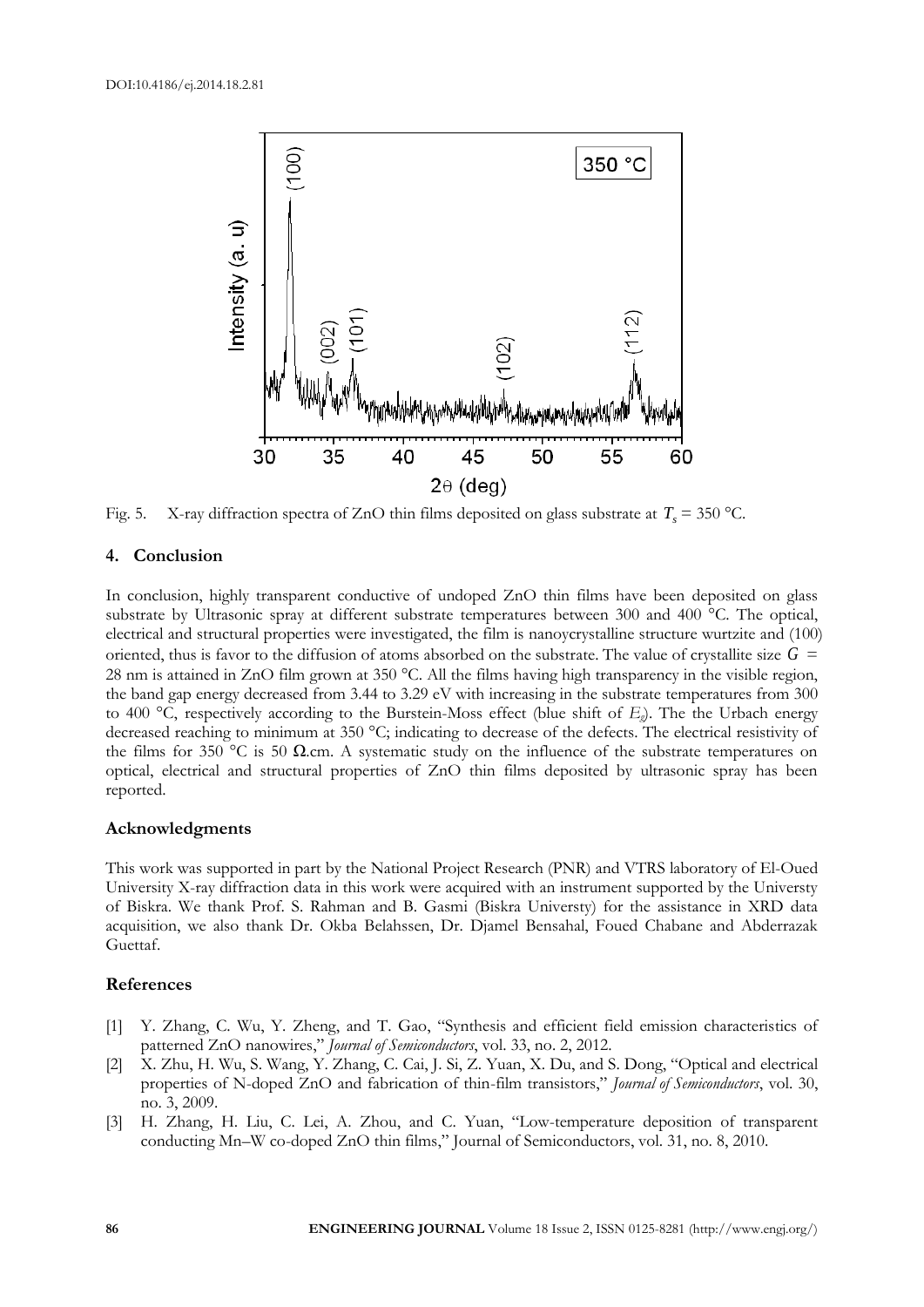350 °C

(100)

(002)

(101)

(102)

(112)

Intensity (a. u)

30 35 40 45 50 55 60

2θ (deg)

Fig. 5. X-ray diffraction spectra of ZnO thin films deposited on glass substrate at $T_s$ = 350 °C.

## 4. Conclusion

In conclusion, highly transparent conductive of undoped ZnO thin films have been deposited on glass substrate by Ultrasonic spray at different substrate temperatures between 300 and 400 °C. The optical, electrical and structural properties were investigated, the film is nanoycrystalline structure wurtzite and (100) oriented, thus is favor to the diffusion of atoms absorbed on the substrate. The value of crystallite size $G$ = 28 nm is attained in ZnO film grown at 350 °C. All the films having high transparency in the visible region, the band gap energy decreased from 3.44 to 3.29 eV with increasing in the substrate temperatures from 300 to 400 °C, respectively according to the Burstein-Moss effect (blue shift of $E_g$). The the Urbach energy decreased reaching to minimum at 350 °C; indicating to decrease of the defects. The electrical resistivity of the films for 350 °C is 50 Ω.cm. A systematic study on the influence of the substrate temperatures on optical, electrical and structural properties of ZnO thin films deposited by ultrasonic spray has been reported.

### Acknowledgments

This work was supported in part by the National Project Research (PNR) and VTRS laboratory of El-Oued University X-ray diffraction data in this work were acquired with an instrument supported by the Universty of Biskra. We thank Prof. S. Rahman and B. Gasmi (Biskra Universty) for the assistance in XRD data acquisition, we also thank Dr. Okba Belahssen, Dr. Djamel Bensahal, Foued Chabane and Abderrazak Guettaf.

### References

[1] Y. Zhang, C. Wu, Y. Zheng, and T. Gao, "Synthesis and efficient field emission characteristics of patterned ZnO nanowires," *Journal of Semiconductors*, vol. 33, no. 2, 2012.

[2] X. Zhu, H. Wu, S. Wang, Y. Zhang, C. Cai, J. Si, Z. Yuan, X. Du, and S. Dong, "Optical and electrical properties of N-doped ZnO and fabrication of thin-film transistors," *Journal of Semiconductors*, vol. 30, no. 3, 2009.

[3] H. Zhang, H. Liu, C. Lei, A. Zhou, and C. Yuan, "Low-temperature deposition of transparent conducting Mn–W co-doped ZnO thin films," Journal of Semiconductors, vol. 31, no. 8, 2010.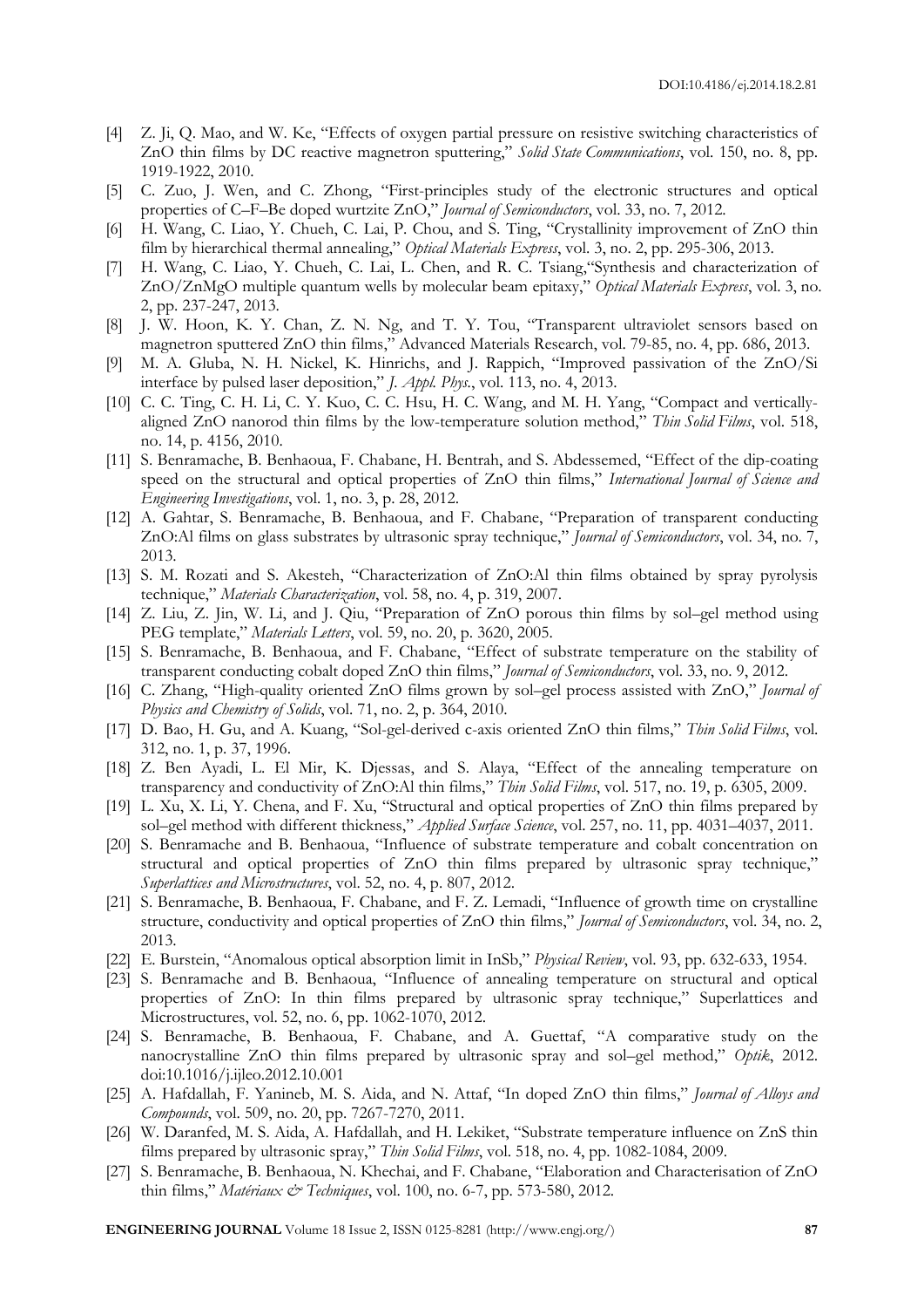[4] Z. Ji, Q. Mao, and W. Ke, "Effects of oxygen partial pressure on resistive switching characteristics of ZnO thin films by DC reactive magnetron sputtering," *Solid State Communications*, vol. 150, no. 8, pp. 1919-1922, 2010.

[5] C. Zuo, J. Wen, and C. Zhong, "First-principles study of the electronic structures and optical properties of C–F–Be doped wurtzite ZnO," *Journal of Semiconductors*, vol. 33, no. 7, 2012.

[6] H. Wang, C. Liao, Y. Chueh, C. Lai, P. Chou, and S. Ting, "Crystallinity improvement of ZnO thin film by hierarchical thermal annealing," *Optical Materials Express*, vol. 3, no. 2, pp. 295-306, 2013.

[7] H. Wang, C. Liao, Y. Chueh, C. Lai, L. Chen, and R. C. Tsiang,"Synthesis and characterization of ZnO/ZnMgO multiple quantum wells by molecular beam epitaxy," *Optical Materials Express*, vol. 3, no. 2, pp. 237-247, 2013.

[8] J. W. Hoon, K. Y. Chan, Z. N. Ng, and T. Y. Tou, "Transparent ultraviolet sensors based on magnetron sputtered ZnO thin films," Advanced Materials Research, vol. 79-85, no. 4, pp. 686, 2013.

[9] M. A. Gluba, N. H. Nickel, K. Hinrichs, and J. Rappich, "Improved passivation of the ZnO/Si interface by pulsed laser deposition," *J. Appl. Phys.*, vol. 113, no. 4, 2013.

[10] C. C. Ting, C. H. Li, C. Y. Kuo, C. C. Hsu, H. C. Wang, and M. H. Yang, "Compact and vertically-aligned ZnO nanorod thin films by the low-temperature solution method," *Thin Solid Films*, vol. 518, no. 14, p. 4156, 2010.

[11] S. Benramache, B. Benhaoua, F. Chabane, H. Bentrah, and S. Abdessemed, "Effect of the dip-coating speed on the structural and optical properties of ZnO thin films," *International Journal of Science and Engineering Investigations*, vol. 1, no. 3, p. 28, 2012.

[12] A. Gahtar, S. Benramache, B. Benhaoua, and F. Chabane, "Preparation of transparent conducting ZnO:Al films on glass substrates by ultrasonic spray technique," *Journal of Semiconductors*, vol. 34, no. 7, 2013.

[13] S. M. Rozati and S. Akesteh, "Characterization of ZnO:Al thin films obtained by spray pyrolysis technique," *Materials Characterization*, vol. 58, no. 4, p. 319, 2007.

[14] Z. Liu, Z. Jin, W. Li, and J. Qiu, "Preparation of ZnO porous thin films by sol–gel method using PEG template," *Materials Letters*, vol. 59, no. 20, p. 3620, 2005.

[15] S. Benramache, B. Benhaoua, and F. Chabane, "Effect of substrate temperature on the stability of transparent conducting cobalt doped ZnO thin films," *Journal of Semiconductors*, vol. 33, no. 9, 2012.

[16] C. Zhang, "High-quality oriented ZnO films grown by sol–gel process assisted with ZnO," *Journal of Physics and Chemistry of Solids*, vol. 71, no. 2, p. 364, 2010.

[17] D. Bao, H. Gu, and A. Kuang, "Sol-gel-derived c-axis oriented ZnO thin films," *Thin Solid Films*, vol. 312, no. 1, p. 37, 1996.

[18] Z. Ben Ayadi, L. El Mir, K. Djessas, and S. Alaya, "Effect of the annealing temperature on transparency and conductivity of ZnO:Al thin films," *Thin Solid Films*, vol. 517, no. 19, p. 6305, 2009.

[19] L. Xu, X. Li, Y. Chena, and F. Xu, "Structural and optical properties of ZnO thin films prepared by sol–gel method with different thickness," *Applied Surface Science*, vol. 257, no. 11, pp. 4031–4037, 2011.

[20] S. Benramache and B. Benhaoua, "Influence of substrate temperature and cobalt concentration on structural and optical properties of ZnO thin films prepared by ultrasonic spray technique," *Superlattices and Microstructures*, vol. 52, no. 4, p. 807, 2012.

[21] S. Benramache, B. Benhaoua, F. Chabane, and F. Z. Lemadi, "Influence of growth time on crystalline structure, conductivity and optical properties of ZnO thin films," *Journal of Semiconductors*, vol. 34, no. 2, 2013.

[22] E. Burstein, "Anomalous optical absorption limit in InSb," *Physical Review*, vol. 93, pp. 632-633, 1954.

[23] S. Benramache and B. Benhaoua, "Influence of annealing temperature on structural and optical properties of ZnO: In thin films prepared by ultrasonic spray technique," Superlattices and Microstructures, vol. 52, no. 6, pp. 1062-1070, 2012.

[24] S. Benramache, B. Benhaoua, F. Chabane, and A. Guettaf, "A comparative study on the nanocrystalline ZnO thin films prepared by ultrasonic spray and sol–gel method," *Optik*, 2012. doi:10.1016/j.ijleo.2012.10.001

[25] A. Hafdallah, F. Yanineb, M. S. Aida, and N. Attaf, "In doped ZnO thin films," *Journal of Alloys and Compounds*, vol. 509, no. 20, pp. 7267-7270, 2011.

[26] W. Daranfed, M. S. Aida, A. Hafdallah, and H. Lekiket, "Substrate temperature influence on ZnS thin films prepared by ultrasonic spray," *Thin Solid Films*, vol. 518, no. 4, pp. 1082-1084, 2009.

[27] S. Benramache, B. Benhaoua, N. Khechai, and F. Chabane, "Elaboration and Characterisation of ZnO thin films," *Matériaux & Techniques*, vol. 100, no. 6-7, pp. 573-580, 2012.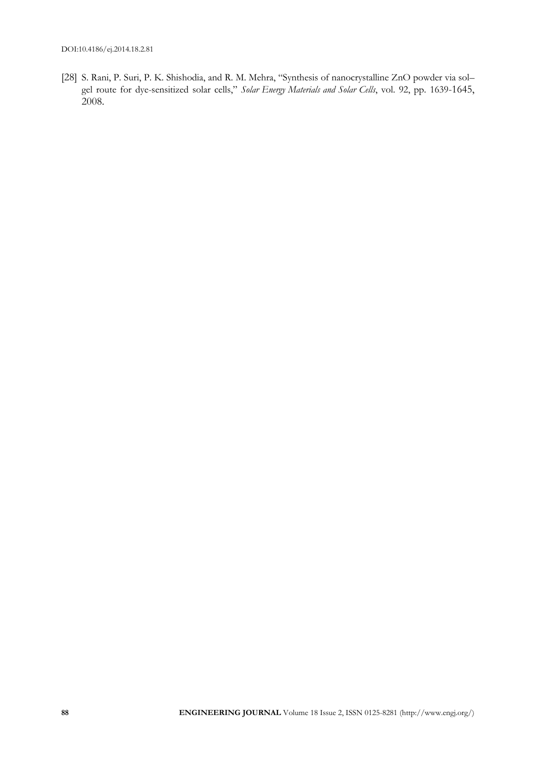[28] S. Rani, P. Suri, P. K. Shishodia, and R. M. Mehra, "Synthesis of nanocrystalline ZnO powder via sol–gel route for dye-sensitized solar cells," *Solar Energy Materials and Solar Cells*, vol. 92, pp. 1639-1645, 2008.